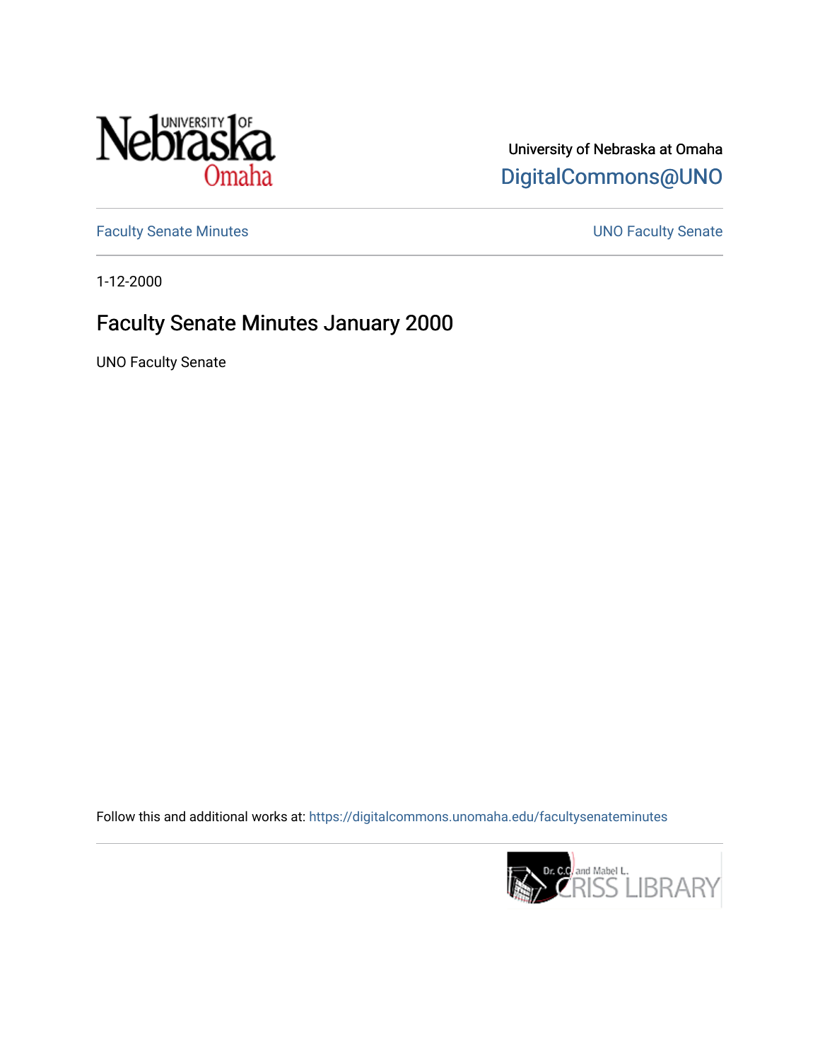University of Nebraska at Omaha

DigitalCommons@UNO

Faculty Senate Minutes

UNO Faculty Senate

1-12-2000

# Faculty Senate Minutes January 2000

UNO Faculty Senate

Follow this and additional works at: https://digitalcommons.unomaha.edu/facultysenateminutes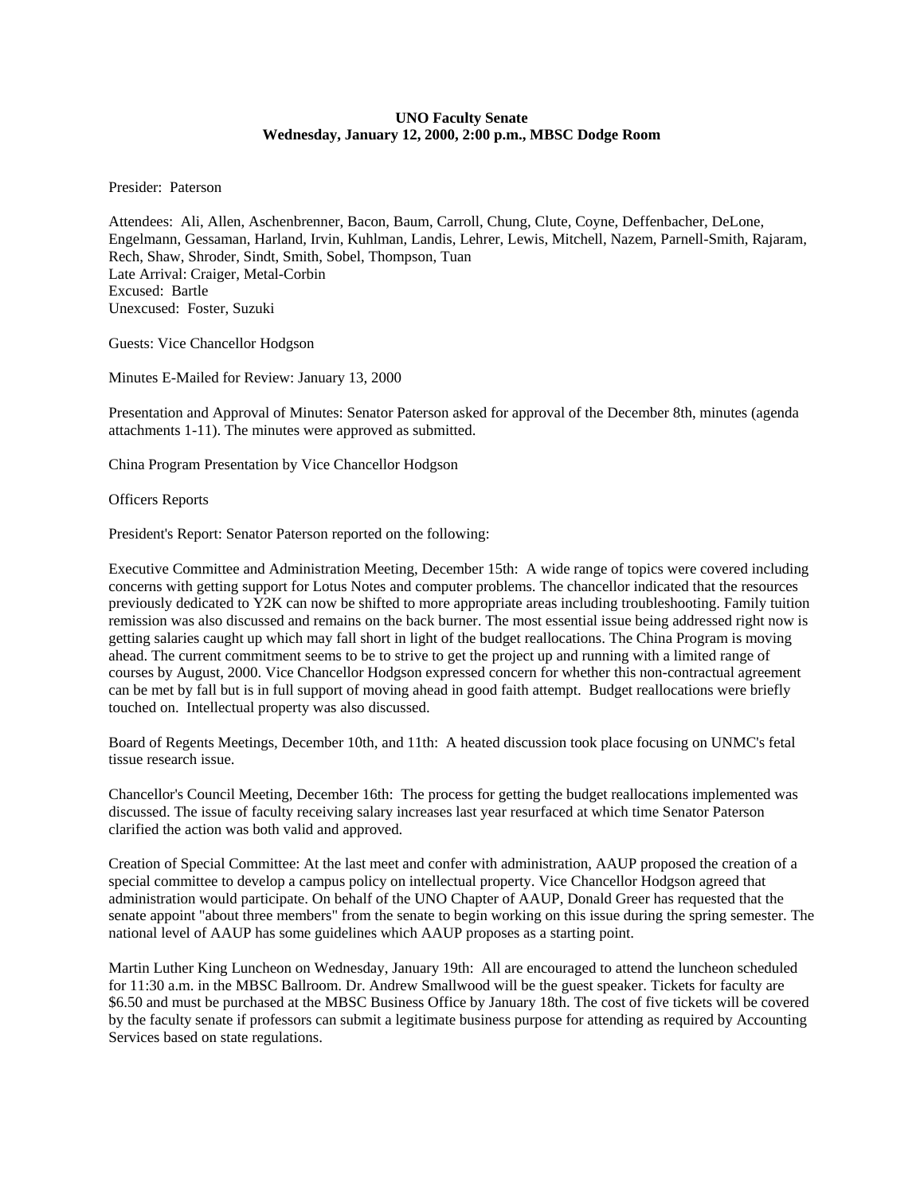**UNO Faculty Senate**
**Wednesday, January 12, 2000, 2:00 p.m., MBSC Dodge Room**

Presider: Paterson

Attendees: Ali, Allen, Aschenbrenner, Bacon, Baum, Carroll, Chung, Clute, Coyne, Deffenbacher, DeLone, Engelmann, Gessaman, Harland, Irvin, Kuhlman, Landis, Lehrer, Lewis, Mitchell, Nazem, Parnell-Smith, Rajaram, Rech, Shaw, Shroder, Sindt, Smith, Sobel, Thompson, Tuan
Late Arrival: Craiger, Metal-Corbin
Excused: Bartle
Unexcused: Foster, Suzuki

Guests: Vice Chancellor Hodgson

Minutes E-Mailed for Review: January 13, 2000

Presentation and Approval of Minutes: Senator Paterson asked for approval of the December 8th, minutes (agenda attachments 1-11). The minutes were approved as submitted.

China Program Presentation by Vice Chancellor Hodgson

Officers Reports

President's Report: Senator Paterson reported on the following:

Executive Committee and Administration Meeting, December 15th: A wide range of topics were covered including concerns with getting support for Lotus Notes and computer problems. The chancellor indicated that the resources previously dedicated to Y2K can now be shifted to more appropriate areas including troubleshooting. Family tuition remission was also discussed and remains on the back burner. The most essential issue being addressed right now is getting salaries caught up which may fall short in light of the budget reallocations. The China Program is moving ahead. The current commitment seems to be to strive to get the project up and running with a limited range of courses by August, 2000. Vice Chancellor Hodgson expressed concern for whether this non-contractual agreement can be met by fall but is in full support of moving ahead in good faith attempt. Budget reallocations were briefly touched on. Intellectual property was also discussed.

Board of Regents Meetings, December 10th, and 11th: A heated discussion took place focusing on UNMC's fetal tissue research issue.

Chancellor's Council Meeting, December 16th: The process for getting the budget reallocations implemented was discussed. The issue of faculty receiving salary increases last year resurfaced at which time Senator Paterson clarified the action was both valid and approved.

Creation of Special Committee: At the last meet and confer with administration, AAUP proposed the creation of a special committee to develop a campus policy on intellectual property. Vice Chancellor Hodgson agreed that administration would participate. On behalf of the UNO Chapter of AAUP, Donald Greer has requested that the senate appoint "about three members" from the senate to begin working on this issue during the spring semester. The national level of AAUP has some guidelines which AAUP proposes as a starting point.

Martin Luther King Luncheon on Wednesday, January 19th: All are encouraged to attend the luncheon scheduled for 11:30 a.m. in the MBSC Ballroom. Dr. Andrew Smallwood will be the guest speaker. Tickets for faculty are $6.50 and must be purchased at the MBSC Business Office by January 18th. The cost of five tickets will be covered by the faculty senate if professors can submit a legitimate business purpose for attending as required by Accounting Services based on state regulations.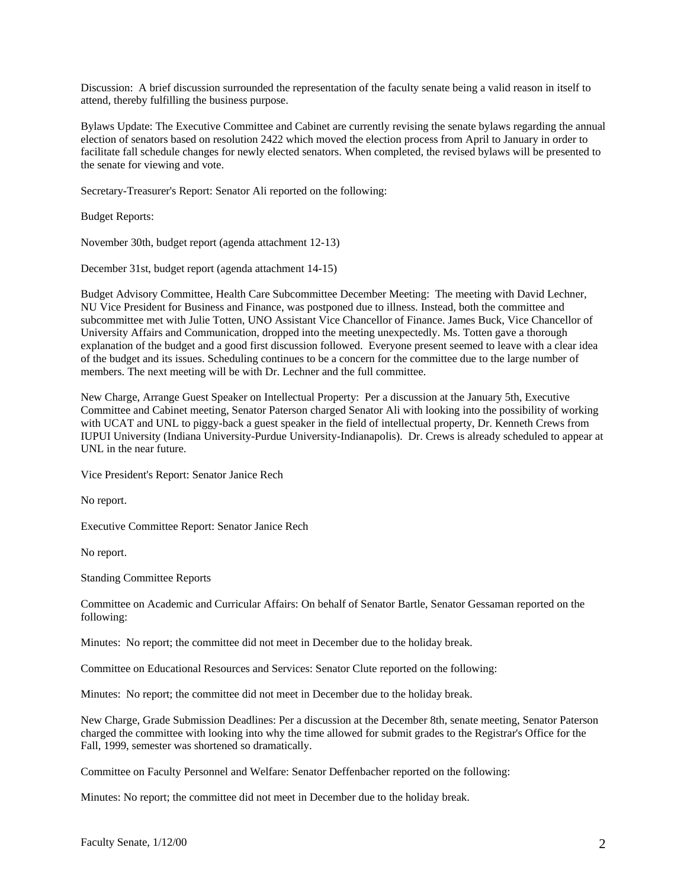Discussion: A brief discussion surrounded the representation of the faculty senate being a valid reason in itself to attend, thereby fulfilling the business purpose.

Bylaws Update: The Executive Committee and Cabinet are currently revising the senate bylaws regarding the annual election of senators based on resolution 2422 which moved the election process from April to January in order to facilitate fall schedule changes for newly elected senators. When completed, the revised bylaws will be presented to the senate for viewing and vote.

Secretary-Treasurer's Report: Senator Ali reported on the following:

Budget Reports:

November 30th, budget report (agenda attachment 12-13)

December 31st, budget report (agenda attachment 14-15)

Budget Advisory Committee, Health Care Subcommittee December Meeting: The meeting with David Lechner, NU Vice President for Business and Finance, was postponed due to illness. Instead, both the committee and subcommittee met with Julie Totten, UNO Assistant Vice Chancellor of Finance. James Buck, Vice Chancellor of University Affairs and Communication, dropped into the meeting unexpectedly. Ms. Totten gave a thorough explanation of the budget and a good first discussion followed. Everyone present seemed to leave with a clear idea of the budget and its issues. Scheduling continues to be a concern for the committee due to the large number of members. The next meeting will be with Dr. Lechner and the full committee.

New Charge, Arrange Guest Speaker on Intellectual Property: Per a discussion at the January 5th, Executive Committee and Cabinet meeting, Senator Paterson charged Senator Ali with looking into the possibility of working with UCAT and UNL to piggy-back a guest speaker in the field of intellectual property, Dr. Kenneth Crews from IUPUI University (Indiana University-Purdue University-Indianapolis). Dr. Crews is already scheduled to appear at UNL in the near future.

Vice President's Report: Senator Janice Rech

No report.

Executive Committee Report: Senator Janice Rech

No report.

Standing Committee Reports

Committee on Academic and Curricular Affairs: On behalf of Senator Bartle, Senator Gessaman reported on the following:

Minutes: No report; the committee did not meet in December due to the holiday break.

Committee on Educational Resources and Services: Senator Clute reported on the following:

Minutes: No report; the committee did not meet in December due to the holiday break.

New Charge, Grade Submission Deadlines: Per a discussion at the December 8th, senate meeting, Senator Paterson charged the committee with looking into why the time allowed for submit grades to the Registrar's Office for the Fall, 1999, semester was shortened so dramatically.

Committee on Faculty Personnel and Welfare: Senator Deffenbacher reported on the following:

Minutes: No report; the committee did not meet in December due to the holiday break.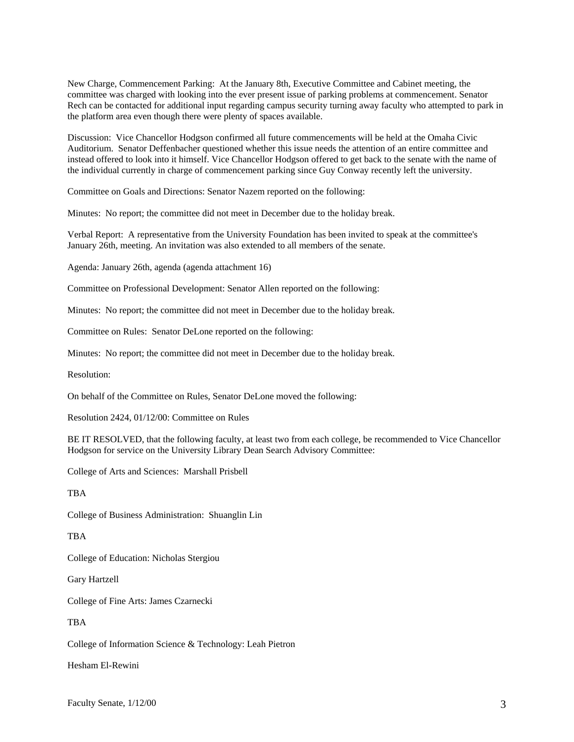New Charge, Commencement Parking: At the January 8th, Executive Committee and Cabinet meeting, the committee was charged with looking into the ever present issue of parking problems at commencement. Senator Rech can be contacted for additional input regarding campus security turning away faculty who attempted to park in the platform area even though there were plenty of spaces available.

Discussion: Vice Chancellor Hodgson confirmed all future commencements will be held at the Omaha Civic Auditorium. Senator Deffenbacher questioned whether this issue needs the attention of an entire committee and instead offered to look into it himself. Vice Chancellor Hodgson offered to get back to the senate with the name of the individual currently in charge of commencement parking since Guy Conway recently left the university.

Committee on Goals and Directions: Senator Nazem reported on the following:

Minutes: No report; the committee did not meet in December due to the holiday break.

Verbal Report: A representative from the University Foundation has been invited to speak at the committee's January 26th, meeting. An invitation was also extended to all members of the senate.

Agenda: January 26th, agenda (agenda attachment 16)

Committee on Professional Development: Senator Allen reported on the following:

Minutes: No report; the committee did not meet in December due to the holiday break.

Committee on Rules: Senator DeLone reported on the following:

Minutes: No report; the committee did not meet in December due to the holiday break.

Resolution:

On behalf of the Committee on Rules, Senator DeLone moved the following:

Resolution 2424, 01/12/00: Committee on Rules

BE IT RESOLVED, that the following faculty, at least two from each college, be recommended to Vice Chancellor Hodgson for service on the University Library Dean Search Advisory Committee:

College of Arts and Sciences: Marshall Prisbell

TBA

College of Business Administration: Shuanglin Lin

TBA

College of Education: Nicholas Stergiou

Gary Hartzell

College of Fine Arts: James Czarnecki

TBA

College of Information Science & Technology: Leah Pietron

Hesham El-Rewini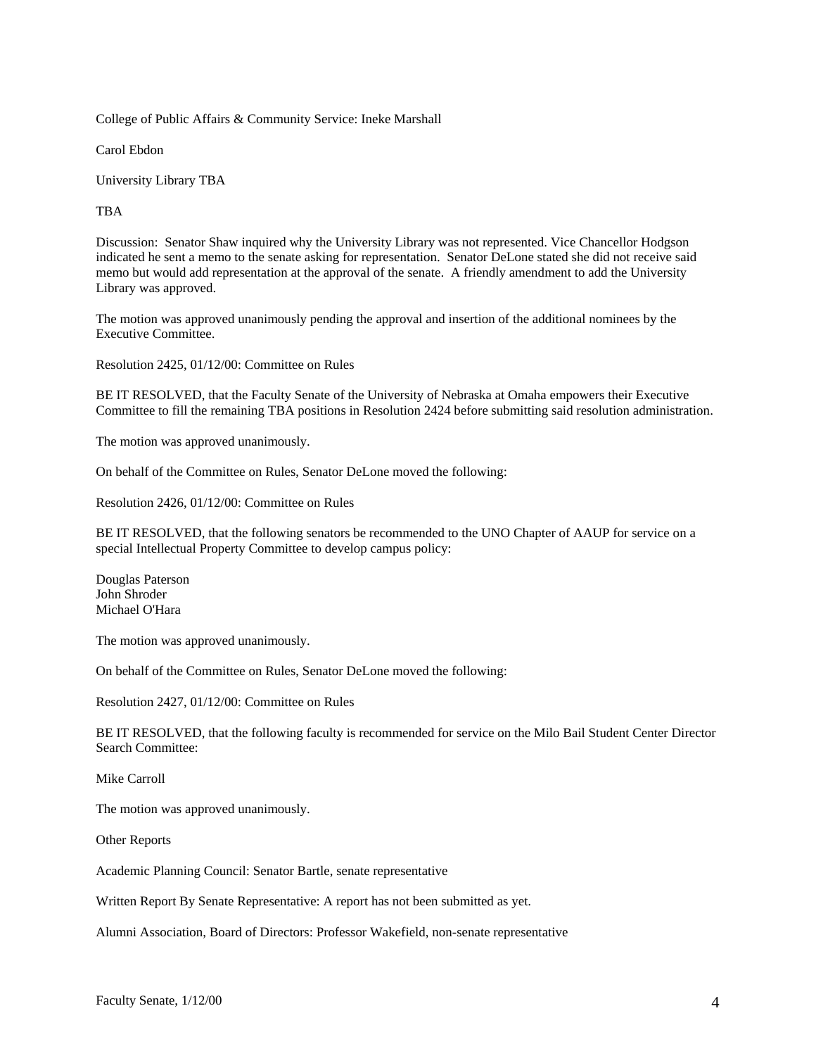College of Public Affairs & Community Service: Ineke Marshall

Carol Ebdon

University Library TBA

TBA

Discussion: Senator Shaw inquired why the University Library was not represented. Vice Chancellor Hodgson indicated he sent a memo to the senate asking for representation. Senator DeLone stated she did not receive said memo but would add representation at the approval of the senate. A friendly amendment to add the University Library was approved.

The motion was approved unanimously pending the approval and insertion of the additional nominees by the Executive Committee.

Resolution 2425, 01/12/00: Committee on Rules

BE IT RESOLVED, that the Faculty Senate of the University of Nebraska at Omaha empowers their Executive Committee to fill the remaining TBA positions in Resolution 2424 before submitting said resolution administration.

The motion was approved unanimously.

On behalf of the Committee on Rules, Senator DeLone moved the following:

Resolution 2426, 01/12/00: Committee on Rules

BE IT RESOLVED, that the following senators be recommended to the UNO Chapter of AAUP for service on a special Intellectual Property Committee to develop campus policy:

Douglas Paterson
John Shroder
Michael O'Hara

The motion was approved unanimously.

On behalf of the Committee on Rules, Senator DeLone moved the following:

Resolution 2427, 01/12/00: Committee on Rules

BE IT RESOLVED, that the following faculty is recommended for service on the Milo Bail Student Center Director Search Committee:

Mike Carroll

The motion was approved unanimously.

Other Reports

Academic Planning Council: Senator Bartle, senate representative

Written Report By Senate Representative: A report has not been submitted as yet.

Alumni Association, Board of Directors: Professor Wakefield, non-senate representative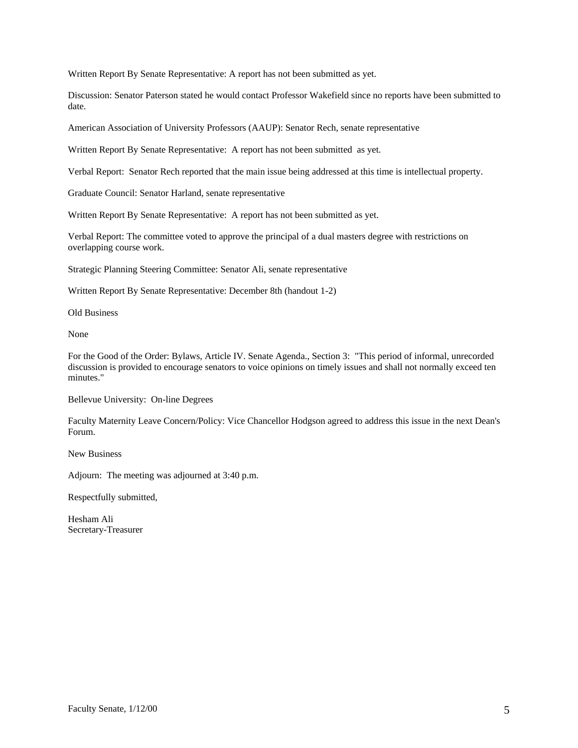Written Report By Senate Representative: A report has not been submitted as yet.

Discussion: Senator Paterson stated he would contact Professor Wakefield since no reports have been submitted to date.

American Association of University Professors (AAUP): Senator Rech, senate representative

Written Report By Senate Representative: A report has not been submitted as yet.

Verbal Report: Senator Rech reported that the main issue being addressed at this time is intellectual property.

Graduate Council: Senator Harland, senate representative

Written Report By Senate Representative: A report has not been submitted as yet.

Verbal Report: The committee voted to approve the principal of a dual masters degree with restrictions on overlapping course work.

Strategic Planning Steering Committee: Senator Ali, senate representative

Written Report By Senate Representative: December 8th (handout 1-2)

Old Business

None

For the Good of the Order: Bylaws, Article IV. Senate Agenda., Section 3: "This period of informal, unrecorded discussion is provided to encourage senators to voice opinions on timely issues and shall not normally exceed ten minutes."

Bellevue University: On-line Degrees

Faculty Maternity Leave Concern/Policy: Vice Chancellor Hodgson agreed to address this issue in the next Dean's Forum.

New Business

Adjourn: The meeting was adjourned at 3:40 p.m.

Respectfully submitted,

Hesham Ali
Secretary-Treasurer